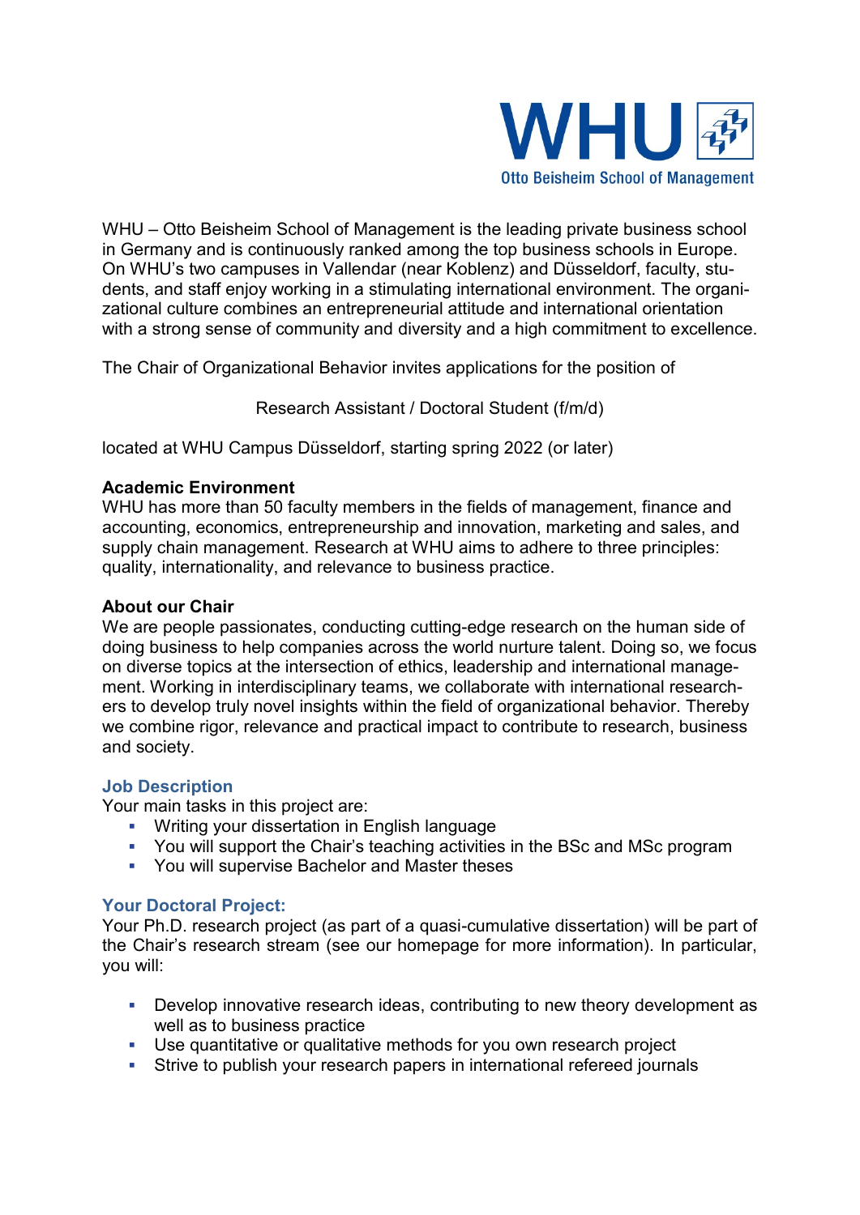WHU – Otto Beisheim School of Management is the leading private business school in Germany and is continuously ranked among the top business schools in Europe. On WHU's two campuses in Vallendar (near Koblenz) and Düsseldorf, faculty, students, and staff enjoy working in a stimulating international environment. The organizational culture combines an entrepreneurial attitude and international orientation with a strong sense of community and diversity and a high commitment to excellence.

The Chair of Organizational Behavior invites applications for the position of

Research Assistant / Doctoral Student (f/m/d)

located at WHU Campus Düsseldorf, starting spring 2022 (or later)

**Academic Environment**

WHU has more than 50 faculty members in the fields of management, finance and accounting, economics, entrepreneurship and innovation, marketing and sales, and supply chain management. Research at WHU aims to adhere to three principles: quality, internationality, and relevance to business practice.

**About our Chair**

We are people passionates, conducting cutting-edge research on the human side of doing business to help companies across the world nurture talent. Doing so, we focus on diverse topics at the intersection of ethics, leadership and international management. Working in interdisciplinary teams, we collaborate with international researchers to develop truly novel insights within the field of organizational behavior. Thereby we combine rigor, relevance and practical impact to contribute to research, business and society.

## Job Description

Your main tasks in this project are:

- Writing your dissertation in English language
- You will support the Chair's teaching activities in the BSc and MSc program
- You will supervise Bachelor and Master theses

## Your Doctoral Project:

Your Ph.D. research project (as part of a quasi-cumulative dissertation) will be part of the Chair's research stream (see our homepage for more information). In particular, you will:

- Develop innovative research ideas, contributing to new theory development as well as to business practice
- Use quantitative or qualitative methods for you own research project
- Strive to publish your research papers in international refereed journals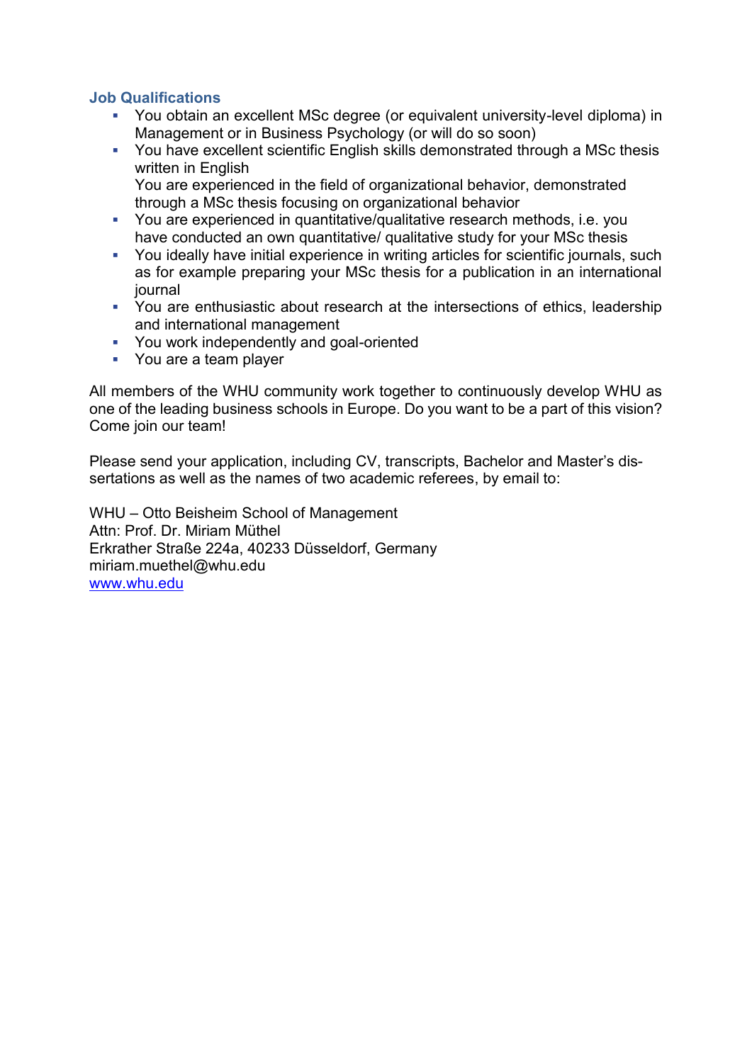### Job Qualifications

- You obtain an excellent MSc degree (or equivalent university-level diploma) in Management or in Business Psychology (or will do so soon)
- You have excellent scientific English skills demonstrated through a MSc thesis written in English
  You are experienced in the field of organizational behavior, demonstrated through a MSc thesis focusing on organizational behavior
- You are experienced in quantitative/qualitative research methods, i.e. you have conducted an own quantitative/ qualitative study for your MSc thesis
- You ideally have initial experience in writing articles for scientific journals, such as for example preparing your MSc thesis for a publication in an international journal
- You are enthusiastic about research at the intersections of ethics, leadership and international management
- You work independently and goal-oriented
- You are a team player

All members of the WHU community work together to continuously develop WHU as one of the leading business schools in Europe. Do you want to be a part of this vision? Come join our team!

Please send your application, including CV, transcripts, Bachelor and Master's dissertations as well as the names of two academic referees, by email to:

WHU – Otto Beisheim School of Management
Attn: Prof. Dr. Miriam Müthel
Erkrather Straße 224a, 40233 Düsseldorf, Germany
miriam.muethel@whu.edu
www.whu.edu